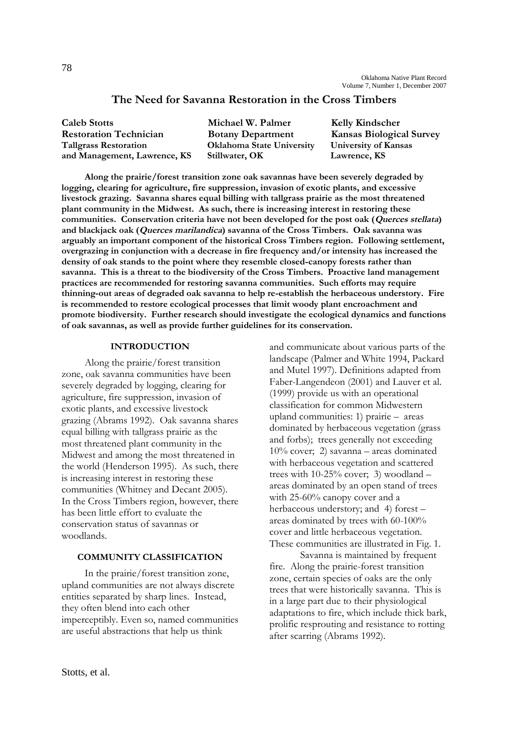# The Need for Savanna Restoration in the Cross Timbers

**Caleb Stotts**
**Restoration Technician**
**Tallgrass Restoration and Management, Lawrence, KS**

**Michael W. Palmer**
**Botany Department**
**Oklahoma State University**
**Stillwater, OK**

**Kelly Kindscher**
**Kansas Biological Survey**
**University of Kansas**
**Lawrence, KS**

**Along the prairie/forest transition zone oak savannas have been severely degraded by logging, clearing for agriculture, fire suppression, invasion of exotic plants, and excessive livestock grazing. Savanna shares equal billing with tallgrass prairie as the most threatened plant community in the Midwest. As such, there is increasing interest in restoring these communities. Conservation criteria have not been developed for the post oak (*Querces stellata*) and blackjack oak (*Querces marilandica*) savanna of the Cross Timbers. Oak savanna was arguably an important component of the historical Cross Timbers region. Following settlement, overgrazing in conjunction with a decrease in fire frequency and/or intensity has increased the density of oak stands to the point where they resemble closed-canopy forests rather than savanna. This is a threat to the biodiversity of the Cross Timbers. Proactive land management practices are recommended for restoring savanna communities. Such efforts may require thinning-out areas of degraded oak savanna to help re-establish the herbaceous understory. Fire is recommended to restore ecological processes that limit woody plant encroachment and promote biodiversity. Further research should investigate the ecological dynamics and functions of oak savannas, as well as provide further guidelines for its conservation.**

## INTRODUCTION

Along the prairie/forest transition zone, oak savanna communities have been severely degraded by logging, clearing for agriculture, fire suppression, invasion of exotic plants, and excessive livestock grazing (Abrams 1992). Oak savanna shares equal billing with tallgrass prairie as the most threatened plant community in the Midwest and among the most threatened in the world (Henderson 1995). As such, there is increasing interest in restoring these communities (Whitney and Decant 2005). In the Cross Timbers region, however, there has been little effort to evaluate the conservation status of savannas or woodlands.

## COMMUNITY CLASSIFICATION

In the prairie/forest transition zone, upland communities are not always discrete entities separated by sharp lines. Instead, they often blend into each other imperceptibly. Even so, named communities are useful abstractions that help us think and communicate about various parts of the landscape (Palmer and White 1994, Packard and Mutel 1997). Definitions adapted from Faber-Langendeon (2001) and Lauver et al. (1999) provide us with an operational classification for common Midwestern upland communities: 1) prairie – areas dominated by herbaceous vegetation (grass and forbs); trees generally not exceeding 10% cover; 2) savanna – areas dominated with herbaceous vegetation and scattered trees with 10-25% cover; 3) woodland – areas dominated by an open stand of trees with 25-60% canopy cover and a herbaceous understory; and 4) forest – areas dominated by trees with 60-100% cover and little herbaceous vegetation. These communities are illustrated in Fig. 1.

Savanna is maintained by frequent fire. Along the prairie-forest transition zone, certain species of oaks are the only trees that were historically savanna. This is in a large part due to their physiological adaptations to fire, which include thick bark, prolific resprouting and resistance to rotting after scarring (Abrams 1992).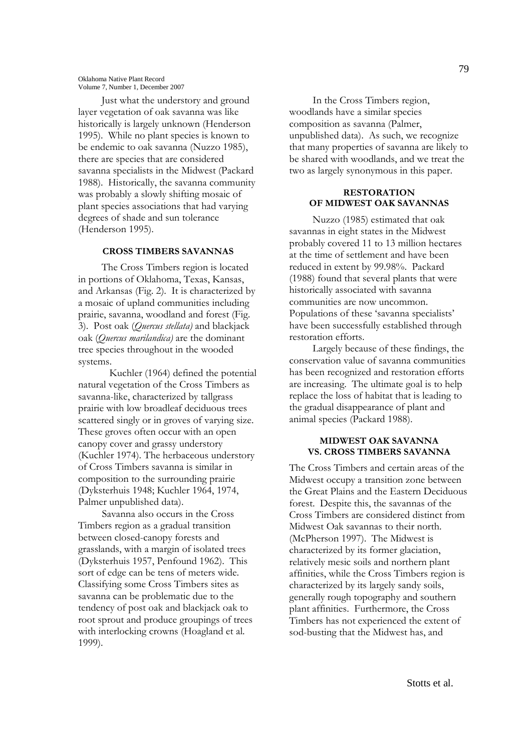Just what the understory and ground layer vegetation of oak savanna was like historically is largely unknown (Henderson 1995). While no plant species is known to be endemic to oak savanna (Nuzzo 1985), there are species that are considered savanna specialists in the Midwest (Packard 1988). Historically, the savanna community was probably a slowly shifting mosaic of plant species associations that had varying degrees of shade and sun tolerance (Henderson 1995).

## CROSS TIMBERS SAVANNAS

The Cross Timbers region is located in portions of Oklahoma, Texas, Kansas, and Arkansas (Fig. 2). It is characterized by a mosaic of upland communities including prairie, savanna, woodland and forest (Fig. 3). Post oak (*Quercus stellata)* and blackjack oak (*Quercus marilandica)* are the dominant tree species throughout in the wooded systems.

Kuchler (1964) defined the potential natural vegetation of the Cross Timbers as savanna-like, characterized by tallgrass prairie with low broadleaf deciduous trees scattered singly or in groves of varying size. These groves often occur with an open canopy cover and grassy understory (Kuchler 1974). The herbaceous understory of Cross Timbers savanna is similar in composition to the surrounding prairie (Dyksterhuis 1948; Kuchler 1964, 1974, Palmer unpublished data).

Savanna also occurs in the Cross Timbers region as a gradual transition between closed-canopy forests and grasslands, with a margin of isolated trees (Dyksterhuis 1957, Penfound 1962). This sort of edge can be tens of meters wide. Classifying some Cross Timbers sites as savanna can be problematic due to the tendency of post oak and blackjack oak to root sprout and produce groupings of trees with interlocking crowns (Hoagland et al. 1999).

In the Cross Timbers region, woodlands have a similar species composition as savanna (Palmer, unpublished data). As such, we recognize that many properties of savanna are likely to be shared with woodlands, and we treat the two as largely synonymous in this paper.

## RESTORATION OF MIDWEST OAK SAVANNAS

Nuzzo (1985) estimated that oak savannas in eight states in the Midwest probably covered 11 to 13 million hectares at the time of settlement and have been reduced in extent by 99.98%. Packard (1988) found that several plants that were historically associated with savanna communities are now uncommon. Populations of these 'savanna specialists' have been successfully established through restoration efforts.

Largely because of these findings, the conservation value of savanna communities has been recognized and restoration efforts are increasing. The ultimate goal is to help replace the loss of habitat that is leading to the gradual disappearance of plant and animal species (Packard 1988).

## MIDWEST OAK SAVANNA VS. CROSS TIMBERS SAVANNA

The Cross Timbers and certain areas of the Midwest occupy a transition zone between the Great Plains and the Eastern Deciduous forest. Despite this, the savannas of the Cross Timbers are considered distinct from Midwest Oak savannas to their north. (McPherson 1997). The Midwest is characterized by its former glaciation, relatively mesic soils and northern plant affinities, while the Cross Timbers region is characterized by its largely sandy soils, generally rough topography and southern plant affinities. Furthermore, the Cross Timbers has not experienced the extent of sod-busting that the Midwest has, and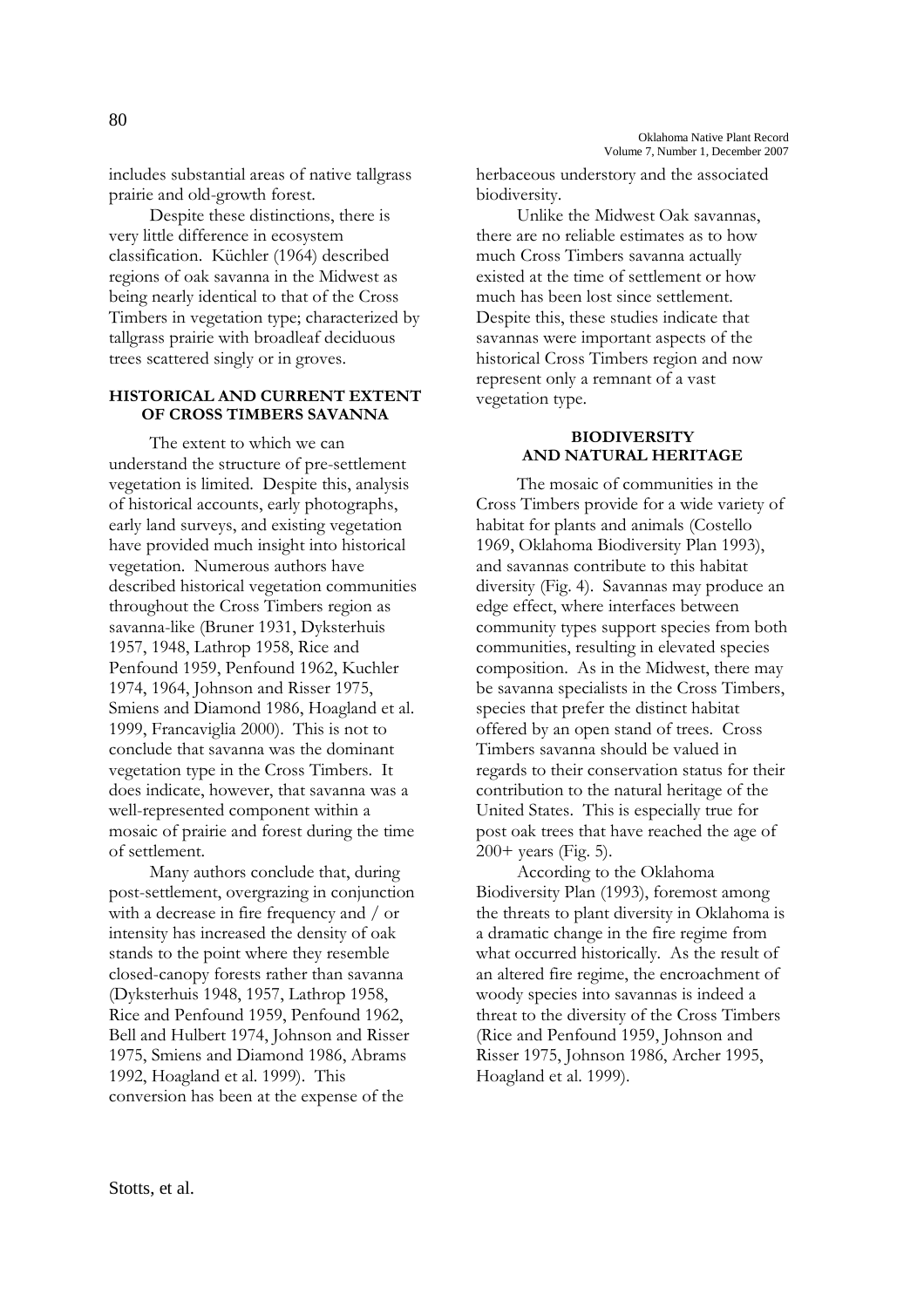includes substantial areas of native tallgrass prairie and old-growth forest.

Despite these distinctions, there is very little difference in ecosystem classification. Küchler (1964) described regions of oak savanna in the Midwest as being nearly identical to that of the Cross Timbers in vegetation type; characterized by tallgrass prairie with broadleaf deciduous trees scattered singly or in groves.

## HISTORICAL AND CURRENT EXTENT OF CROSS TIMBERS SAVANNA

The extent to which we can understand the structure of pre-settlement vegetation is limited. Despite this, analysis of historical accounts, early photographs, early land surveys, and existing vegetation have provided much insight into historical vegetation. Numerous authors have described historical vegetation communities throughout the Cross Timbers region as savanna-like (Bruner 1931, Dyksterhuis 1957, 1948, Lathrop 1958, Rice and Penfound 1959, Penfound 1962, Kuchler 1974, 1964, Johnson and Risser 1975, Smiens and Diamond 1986, Hoagland et al. 1999, Francaviglia 2000). This is not to conclude that savanna was the dominant vegetation type in the Cross Timbers. It does indicate, however, that savanna was a well-represented component within a mosaic of prairie and forest during the time of settlement.

Many authors conclude that, during post-settlement, overgrazing in conjunction with a decrease in fire frequency and / or intensity has increased the density of oak stands to the point where they resemble closed-canopy forests rather than savanna (Dyksterhuis 1948, 1957, Lathrop 1958, Rice and Penfound 1959, Penfound 1962, Bell and Hulbert 1974, Johnson and Risser 1975, Smiens and Diamond 1986, Abrams 1992, Hoagland et al. 1999). This conversion has been at the expense of the herbaceous understory and the associated biodiversity.

Unlike the Midwest Oak savannas, there are no reliable estimates as to how much Cross Timbers savanna actually existed at the time of settlement or how much has been lost since settlement. Despite this, these studies indicate that savannas were important aspects of the historical Cross Timbers region and now represent only a remnant of a vast vegetation type.

## BIODIVERSITY AND NATURAL HERITAGE

The mosaic of communities in the Cross Timbers provide for a wide variety of habitat for plants and animals (Costello 1969, Oklahoma Biodiversity Plan 1993), and savannas contribute to this habitat diversity (Fig. 4). Savannas may produce an edge effect, where interfaces between community types support species from both communities, resulting in elevated species composition. As in the Midwest, there may be savanna specialists in the Cross Timbers, species that prefer the distinct habitat offered by an open stand of trees. Cross Timbers savanna should be valued in regards to their conservation status for their contribution to the natural heritage of the United States. This is especially true for post oak trees that have reached the age of 200+ years (Fig. 5).

According to the Oklahoma Biodiversity Plan (1993), foremost among the threats to plant diversity in Oklahoma is a dramatic change in the fire regime from what occurred historically. As the result of an altered fire regime, the encroachment of woody species into savannas is indeed a threat to the diversity of the Cross Timbers (Rice and Penfound 1959, Johnson and Risser 1975, Johnson 1986, Archer 1995, Hoagland et al. 1999).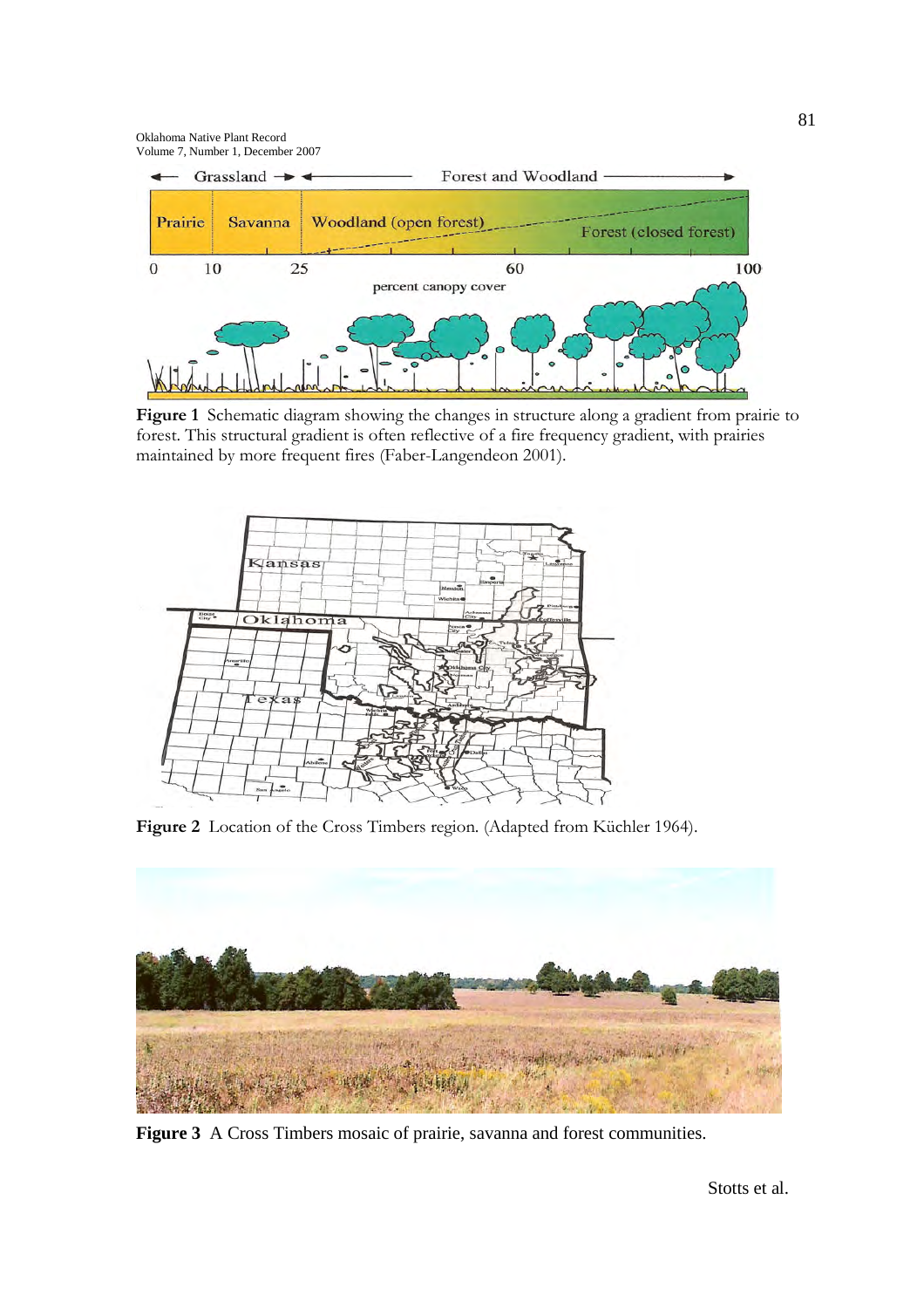**Figure 1** Schematic diagram showing the changes in structure along a gradient from prairie to forest. This structural gradient is often reflective of a fire frequency gradient, with prairies maintained by more frequent fires (Faber-Langendeon 2001).

**Figure 2** Location of the Cross Timbers region. (Adapted from Küchler 1964).

**Figure 3** A Cross Timbers mosaic of prairie, savanna and forest communities.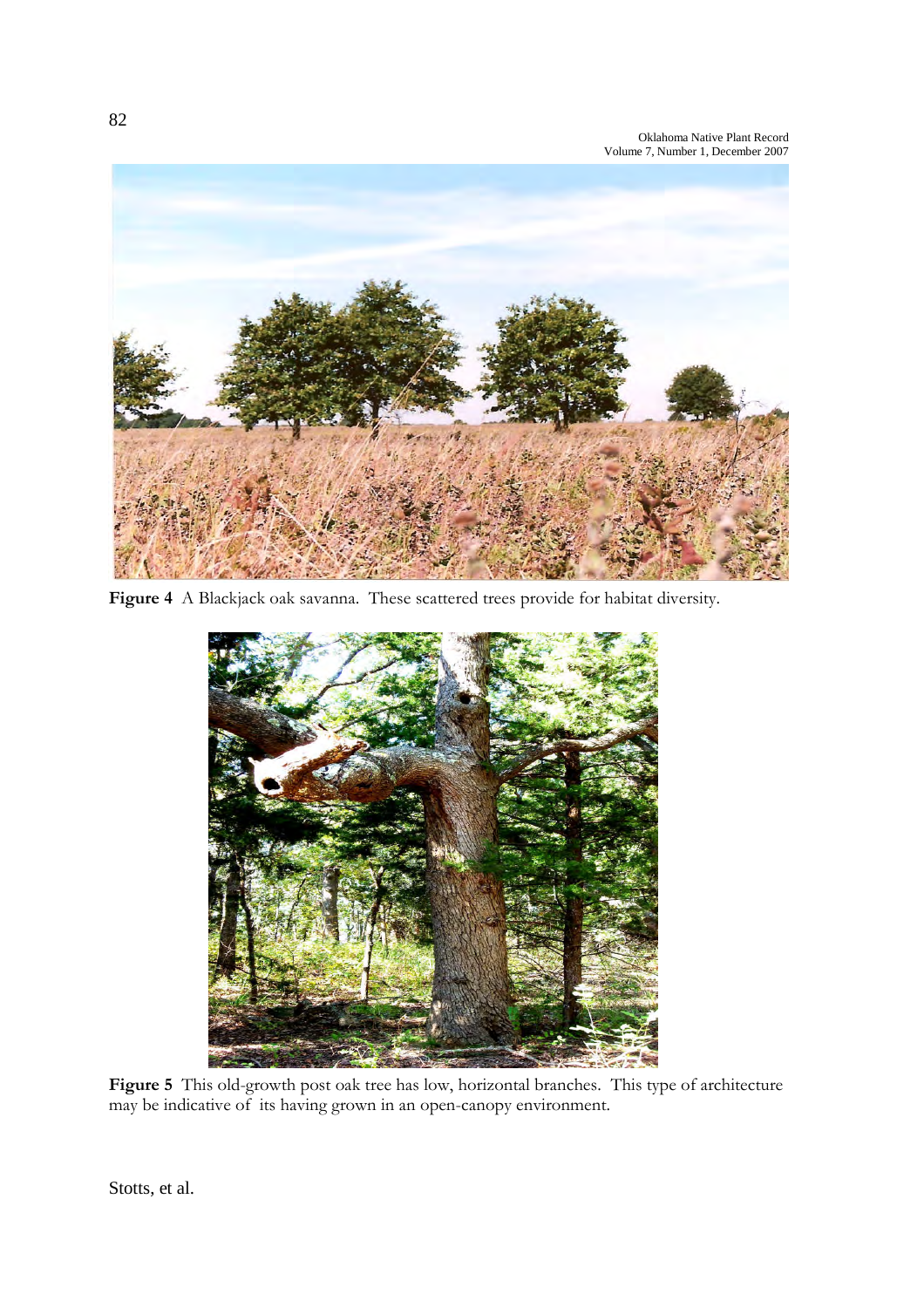**Figure 4** A Blackjack oak savanna. These scattered trees provide for habitat diversity.

**Figure 5** This old-growth post oak tree has low, horizontal branches. This type of architecture may be indicative of its having grown in an open-canopy environment.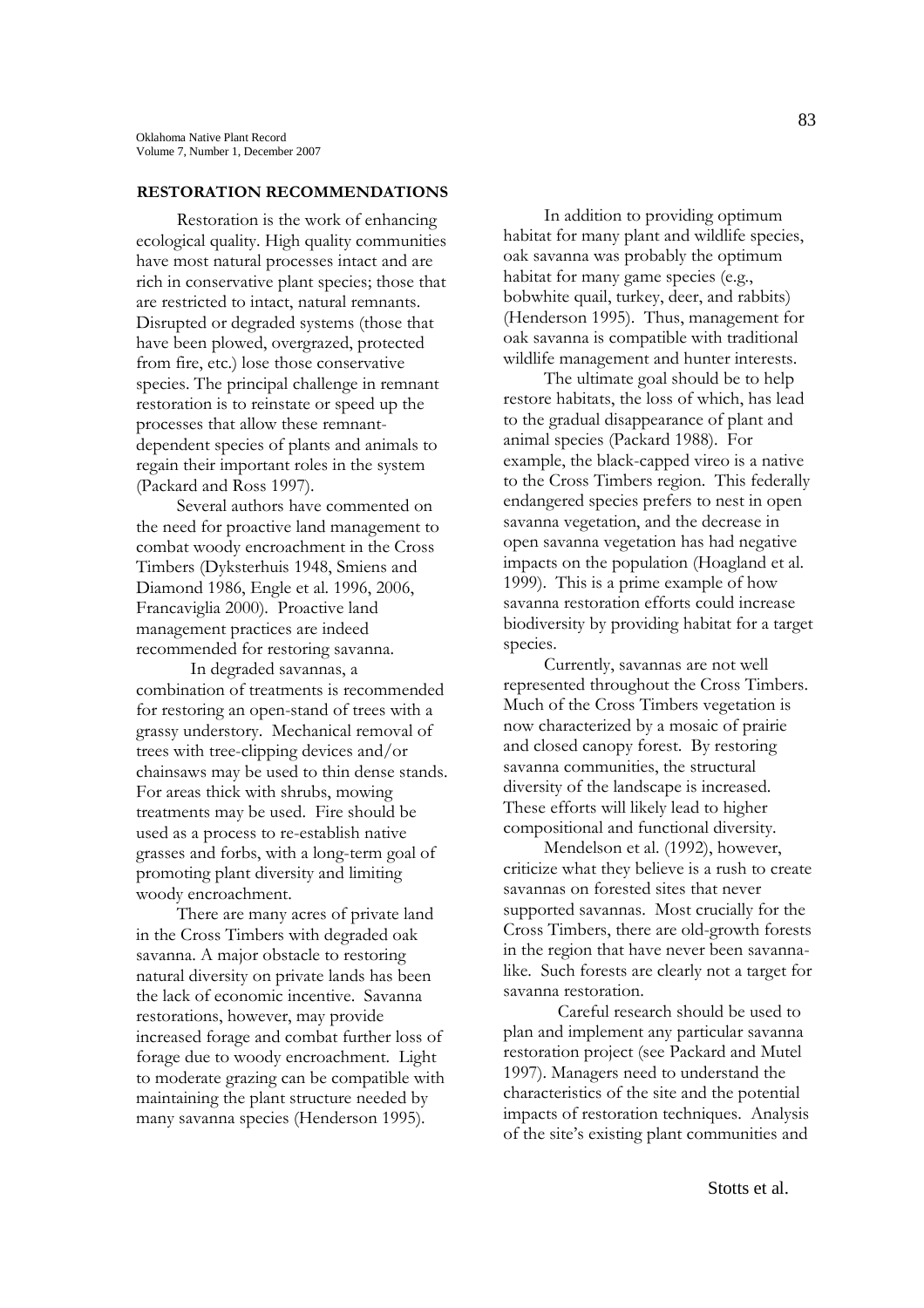## RESTORATION RECOMMENDATIONS

Restoration is the work of enhancing ecological quality. High quality communities have most natural processes intact and are rich in conservative plant species; those that are restricted to intact, natural remnants. Disrupted or degraded systems (those that have been plowed, overgrazed, protected from fire, etc.) lose those conservative species. The principal challenge in remnant restoration is to reinstate or speed up the processes that allow these remnant-dependent species of plants and animals to regain their important roles in the system (Packard and Ross 1997).

Several authors have commented on the need for proactive land management to combat woody encroachment in the Cross Timbers (Dyksterhuis 1948, Smiens and Diamond 1986, Engle et al. 1996, 2006, Francaviglia 2000). Proactive land management practices are indeed recommended for restoring savanna.

In degraded savannas, a combination of treatments is recommended for restoring an open-stand of trees with a grassy understory. Mechanical removal of trees with tree-clipping devices and/or chainsaws may be used to thin dense stands. For areas thick with shrubs, mowing treatments may be used. Fire should be used as a process to re-establish native grasses and forbs, with a long-term goal of promoting plant diversity and limiting woody encroachment.

There are many acres of private land in the Cross Timbers with degraded oak savanna. A major obstacle to restoring natural diversity on private lands has been the lack of economic incentive. Savanna restorations, however, may provide increased forage and combat further loss of forage due to woody encroachment. Light to moderate grazing can be compatible with maintaining the plant structure needed by many savanna species (Henderson 1995).

In addition to providing optimum habitat for many plant and wildlife species, oak savanna was probably the optimum habitat for many game species (e.g., bobwhite quail, turkey, deer, and rabbits) (Henderson 1995). Thus, management for oak savanna is compatible with traditional wildlife management and hunter interests.

The ultimate goal should be to help restore habitats, the loss of which, has lead to the gradual disappearance of plant and animal species (Packard 1988). For example, the black-capped vireo is a native to the Cross Timbers region. This federally endangered species prefers to nest in open savanna vegetation, and the decrease in open savanna vegetation has had negative impacts on the population (Hoagland et al. 1999). This is a prime example of how savanna restoration efforts could increase biodiversity by providing habitat for a target species.

Currently, savannas are not well represented throughout the Cross Timbers. Much of the Cross Timbers vegetation is now characterized by a mosaic of prairie and closed canopy forest. By restoring savanna communities, the structural diversity of the landscape is increased. These efforts will likely lead to higher compositional and functional diversity.

Mendelson et al. (1992), however, criticize what they believe is a rush to create savannas on forested sites that never supported savannas. Most crucially for the Cross Timbers, there are old-growth forests in the region that have never been savanna-like. Such forests are clearly not a target for savanna restoration.

Careful research should be used to plan and implement any particular savanna restoration project (see Packard and Mutel 1997). Managers need to understand the characteristics of the site and the potential impacts of restoration techniques. Analysis of the site's existing plant communities and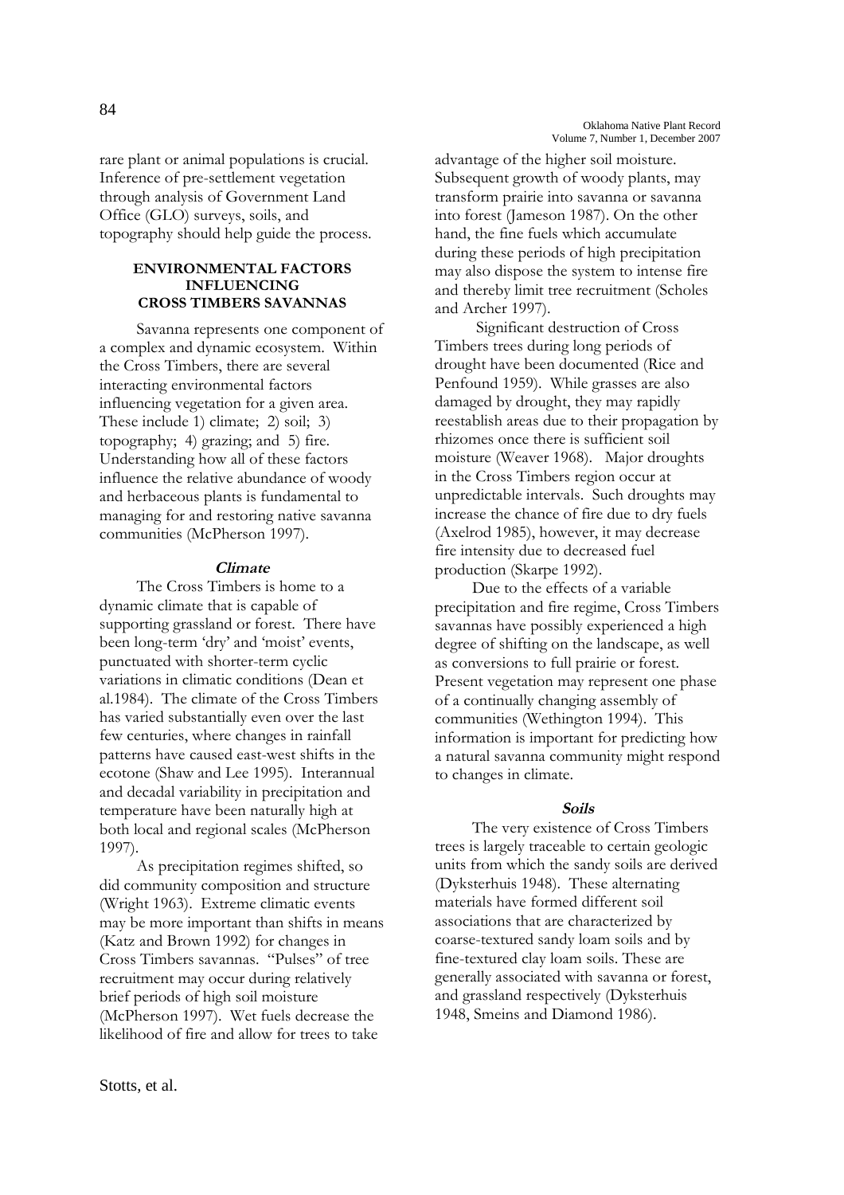rare plant or animal populations is crucial. Inference of pre-settlement vegetation through analysis of Government Land Office (GLO) surveys, soils, and topography should help guide the process.

## ENVIRONMENTAL FACTORS INFLUENCING CROSS TIMBERS SAVANNAS

Savanna represents one component of a complex and dynamic ecosystem. Within the Cross Timbers, there are several interacting environmental factors influencing vegetation for a given area. These include 1) climate; 2) soil; 3) topography; 4) grazing; and 5) fire. Understanding how all of these factors influence the relative abundance of woody and herbaceous plants is fundamental to managing for and restoring native savanna communities (McPherson 1997).

### *Climate*

The Cross Timbers is home to a dynamic climate that is capable of supporting grassland or forest. There have been long-term 'dry' and 'moist' events, punctuated with shorter-term cyclic variations in climatic conditions (Dean et al.1984). The climate of the Cross Timbers has varied substantially even over the last few centuries, where changes in rainfall patterns have caused east-west shifts in the ecotone (Shaw and Lee 1995). Interannual and decadal variability in precipitation and temperature have been naturally high at both local and regional scales (McPherson 1997).

As precipitation regimes shifted, so did community composition and structure (Wright 1963). Extreme climatic events may be more important than shifts in means (Katz and Brown 1992) for changes in Cross Timbers savannas. "Pulses" of tree recruitment may occur during relatively brief periods of high soil moisture (McPherson 1997). Wet fuels decrease the likelihood of fire and allow for trees to take advantage of the higher soil moisture. Subsequent growth of woody plants, may transform prairie into savanna or savanna into forest (Jameson 1987). On the other hand, the fine fuels which accumulate during these periods of high precipitation may also dispose the system to intense fire and thereby limit tree recruitment (Scholes and Archer 1997).

Significant destruction of Cross Timbers trees during long periods of drought have been documented (Rice and Penfound 1959). While grasses are also damaged by drought, they may rapidly reestablish areas due to their propagation by rhizomes once there is sufficient soil moisture (Weaver 1968). Major droughts in the Cross Timbers region occur at unpredictable intervals. Such droughts may increase the chance of fire due to dry fuels (Axelrod 1985), however, it may decrease fire intensity due to decreased fuel production (Skarpe 1992).

Due to the effects of a variable precipitation and fire regime, Cross Timbers savannas have possibly experienced a high degree of shifting on the landscape, as well as conversions to full prairie or forest. Present vegetation may represent one phase of a continually changing assembly of communities (Wethington 1994). This information is important for predicting how a natural savanna community might respond to changes in climate.

### *Soils*

The very existence of Cross Timbers trees is largely traceable to certain geologic units from which the sandy soils are derived (Dyksterhuis 1948). These alternating materials have formed different soil associations that are characterized by coarse-textured sandy loam soils and by fine-textured clay loam soils. These are generally associated with savanna or forest, and grassland respectively (Dyksterhuis 1948, Smeins and Diamond 1986).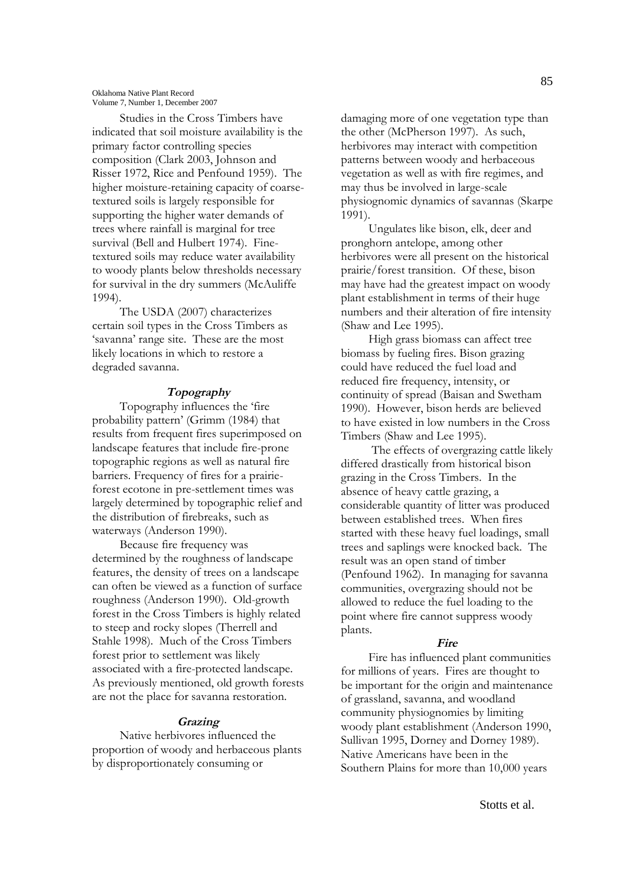Studies in the Cross Timbers have indicated that soil moisture availability is the primary factor controlling species composition (Clark 2003, Johnson and Risser 1972, Rice and Penfound 1959). The higher moisture-retaining capacity of coarse-textured soils is largely responsible for supporting the higher water demands of trees where rainfall is marginal for tree survival (Bell and Hulbert 1974). Fine-textured soils may reduce water availability to woody plants below thresholds necessary for survival in the dry summers (McAuliffe 1994).

The USDA (2007) characterizes certain soil types in the Cross Timbers as 'savanna' range site. These are the most likely locations in which to restore a degraded savanna.

### *Topography*

Topography influences the 'fire probability pattern' (Grimm (1984) that results from frequent fires superimposed on landscape features that include fire-prone topographic regions as well as natural fire barriers. Frequency of fires for a prairie-forest ecotone in pre-settlement times was largely determined by topographic relief and the distribution of firebreaks, such as waterways (Anderson 1990).

Because fire frequency was determined by the roughness of landscape features, the density of trees on a landscape can often be viewed as a function of surface roughness (Anderson 1990). Old-growth forest in the Cross Timbers is highly related to steep and rocky slopes (Therrell and Stahle 1998). Much of the Cross Timbers forest prior to settlement was likely associated with a fire-protected landscape. As previously mentioned, old growth forests are not the place for savanna restoration.

### *Grazing*

Native herbivores influenced the proportion of woody and herbaceous plants by disproportionately consuming or damaging more of one vegetation type than the other (McPherson 1997). As such, herbivores may interact with competition patterns between woody and herbaceous vegetation as well as with fire regimes, and may thus be involved in large-scale physiognomic dynamics of savannas (Skarpe 1991).

Ungulates like bison, elk, deer and pronghorn antelope, among other herbivores were all present on the historical prairie/forest transition. Of these, bison may have had the greatest impact on woody plant establishment in terms of their huge numbers and their alteration of fire intensity (Shaw and Lee 1995).

High grass biomass can affect tree biomass by fueling fires. Bison grazing could have reduced the fuel load and reduced fire frequency, intensity, or continuity of spread (Baisan and Swetham 1990). However, bison herds are believed to have existed in low numbers in the Cross Timbers (Shaw and Lee 1995).

The effects of overgrazing cattle likely differed drastically from historical bison grazing in the Cross Timbers. In the absence of heavy cattle grazing, a considerable quantity of litter was produced between established trees. When fires started with these heavy fuel loadings, small trees and saplings were knocked back. The result was an open stand of timber (Penfound 1962). In managing for savanna communities, overgrazing should not be allowed to reduce the fuel loading to the point where fire cannot suppress woody plants.

### *Fire*

Fire has influenced plant communities for millions of years. Fires are thought to be important for the origin and maintenance of grassland, savanna, and woodland community physiognomies by limiting woody plant establishment (Anderson 1990, Sullivan 1995, Dorney and Dorney 1989). Native Americans have been in the Southern Plains for more than 10,000 years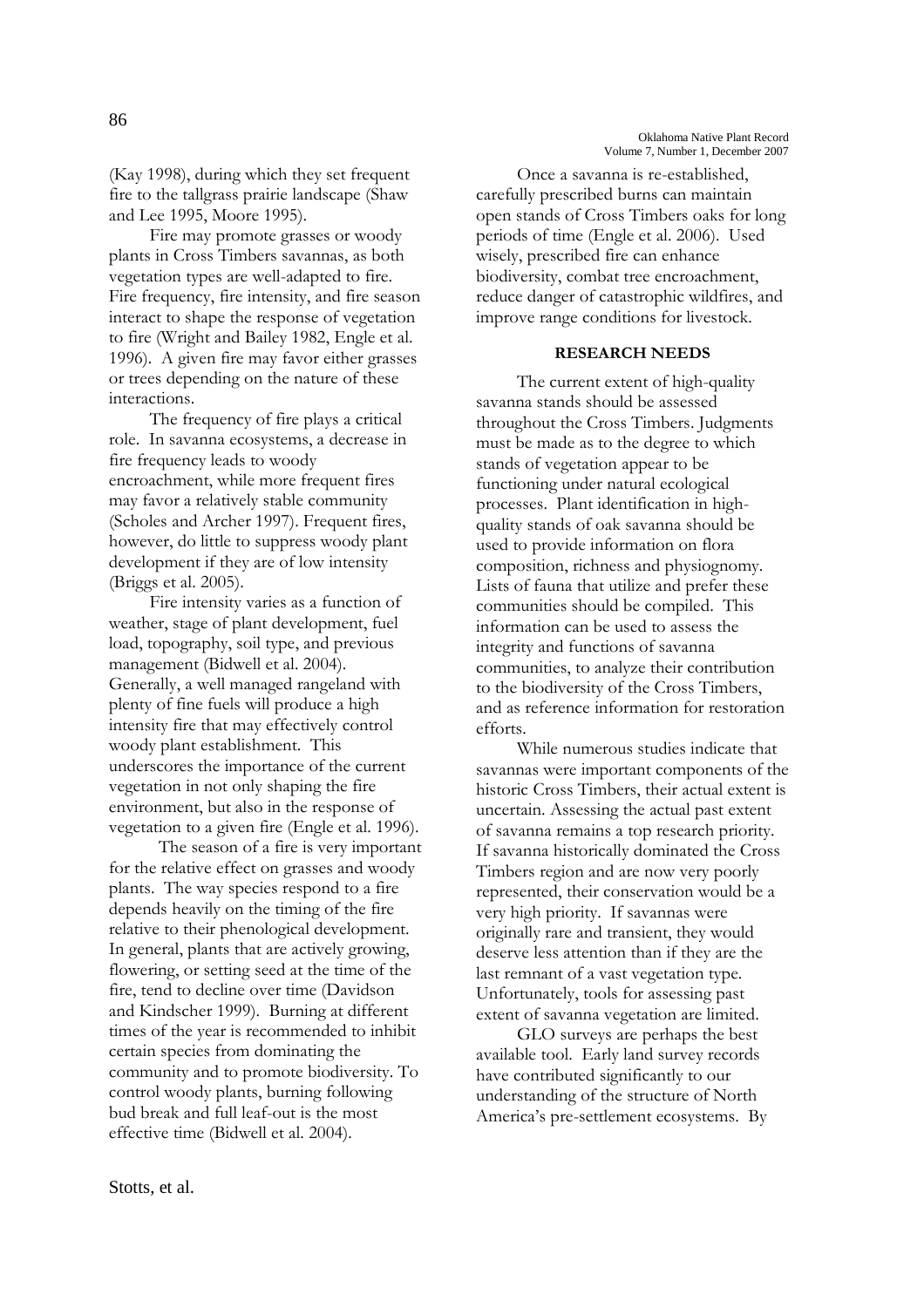(Kay 1998), during which they set frequent fire to the tallgrass prairie landscape (Shaw and Lee 1995, Moore 1995).

Fire may promote grasses or woody plants in Cross Timbers savannas, as both vegetation types are well-adapted to fire. Fire frequency, fire intensity, and fire season interact to shape the response of vegetation to fire (Wright and Bailey 1982, Engle et al. 1996). A given fire may favor either grasses or trees depending on the nature of these interactions.

The frequency of fire plays a critical role. In savanna ecosystems, a decrease in fire frequency leads to woody encroachment, while more frequent fires may favor a relatively stable community (Scholes and Archer 1997). Frequent fires, however, do little to suppress woody plant development if they are of low intensity (Briggs et al. 2005).

Fire intensity varies as a function of weather, stage of plant development, fuel load, topography, soil type, and previous management (Bidwell et al. 2004). Generally, a well managed rangeland with plenty of fine fuels will produce a high intensity fire that may effectively control woody plant establishment. This underscores the importance of the current vegetation in not only shaping the fire environment, but also in the response of vegetation to a given fire (Engle et al. 1996).

The season of a fire is very important for the relative effect on grasses and woody plants. The way species respond to a fire depends heavily on the timing of the fire relative to their phenological development. In general, plants that are actively growing, flowering, or setting seed at the time of the fire, tend to decline over time (Davidson and Kindscher 1999). Burning at different times of the year is recommended to inhibit certain species from dominating the community and to promote biodiversity. To control woody plants, burning following bud break and full leaf-out is the most effective time (Bidwell et al. 2004).

Once a savanna is re-established, carefully prescribed burns can maintain open stands of Cross Timbers oaks for long periods of time (Engle et al. 2006). Used wisely, prescribed fire can enhance biodiversity, combat tree encroachment, reduce danger of catastrophic wildfires, and improve range conditions for livestock.

## RESEARCH NEEDS

The current extent of high-quality savanna stands should be assessed throughout the Cross Timbers. Judgments must be made as to the degree to which stands of vegetation appear to be functioning under natural ecological processes. Plant identification in high-quality stands of oak savanna should be used to provide information on flora composition, richness and physiognomy. Lists of fauna that utilize and prefer these communities should be compiled. This information can be used to assess the integrity and functions of savanna communities, to analyze their contribution to the biodiversity of the Cross Timbers, and as reference information for restoration efforts.

While numerous studies indicate that savannas were important components of the historic Cross Timbers, their actual extent is uncertain. Assessing the actual past extent of savanna remains a top research priority. If savanna historically dominated the Cross Timbers region and are now very poorly represented, their conservation would be a very high priority. If savannas were originally rare and transient, they would deserve less attention than if they are the last remnant of a vast vegetation type. Unfortunately, tools for assessing past extent of savanna vegetation are limited.

GLO surveys are perhaps the best available tool. Early land survey records have contributed significantly to our understanding of the structure of North America's pre-settlement ecosystems. By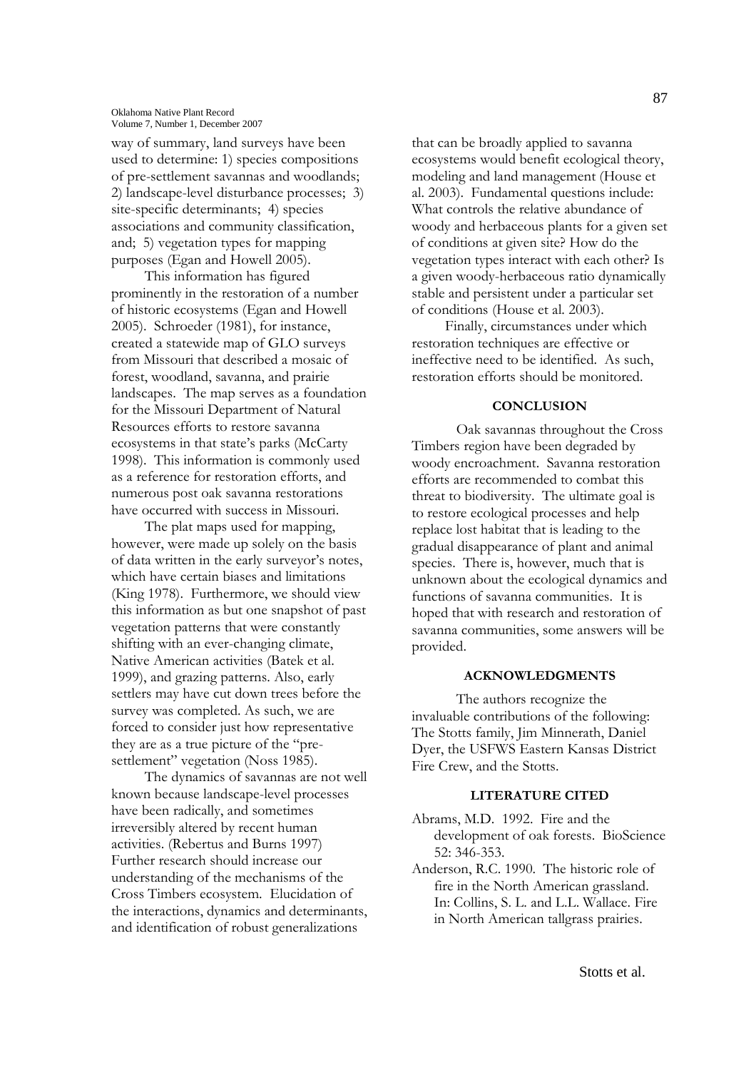way of summary, land surveys have been used to determine: 1) species compositions of pre-settlement savannas and woodlands; 2) landscape-level disturbance processes; 3) site-specific determinants; 4) species associations and community classification, and; 5) vegetation types for mapping purposes (Egan and Howell 2005).

This information has figured prominently in the restoration of a number of historic ecosystems (Egan and Howell 2005). Schroeder (1981), for instance, created a statewide map of GLO surveys from Missouri that described a mosaic of forest, woodland, savanna, and prairie landscapes. The map serves as a foundation for the Missouri Department of Natural Resources efforts to restore savanna ecosystems in that state's parks (McCarty 1998). This information is commonly used as a reference for restoration efforts, and numerous post oak savanna restorations have occurred with success in Missouri.

The plat maps used for mapping, however, were made up solely on the basis of data written in the early surveyor's notes, which have certain biases and limitations (King 1978). Furthermore, we should view this information as but one snapshot of past vegetation patterns that were constantly shifting with an ever-changing climate, Native American activities (Batek et al. 1999), and grazing patterns. Also, early settlers may have cut down trees before the survey was completed. As such, we are forced to consider just how representative they are as a true picture of the "pre-settlement" vegetation (Noss 1985).

The dynamics of savannas are not well known because landscape-level processes have been radically, and sometimes irreversibly altered by recent human activities. (Rebertus and Burns 1997) Further research should increase our understanding of the mechanisms of the Cross Timbers ecosystem. Elucidation of the interactions, dynamics and determinants, and identification of robust generalizations that can be broadly applied to savanna ecosystems would benefit ecological theory, modeling and land management (House et al. 2003). Fundamental questions include: What controls the relative abundance of woody and herbaceous plants for a given set of conditions at given site? How do the vegetation types interact with each other? Is a given woody-herbaceous ratio dynamically stable and persistent under a particular set of conditions (House et al. 2003).

Finally, circumstances under which restoration techniques are effective or ineffective need to be identified. As such, restoration efforts should be monitored.

## CONCLUSION

Oak savannas throughout the Cross Timbers region have been degraded by woody encroachment. Savanna restoration efforts are recommended to combat this threat to biodiversity. The ultimate goal is to restore ecological processes and help replace lost habitat that is leading to the gradual disappearance of plant and animal species. There is, however, much that is unknown about the ecological dynamics and functions of savanna communities. It is hoped that with research and restoration of savanna communities, some answers will be provided.

## ACKNOWLEDGMENTS

The authors recognize the invaluable contributions of the following: The Stotts family, Jim Minnerath, Daniel Dyer, the USFWS Eastern Kansas District Fire Crew, and the Stotts.

## LITERATURE CITED

Abrams, M.D. 1992. Fire and the development of oak forests. BioScience 52: 346-353.

Anderson, R.C. 1990. The historic role of fire in the North American grassland. In: Collins, S. L. and L.L. Wallace. Fire in North American tallgrass prairies.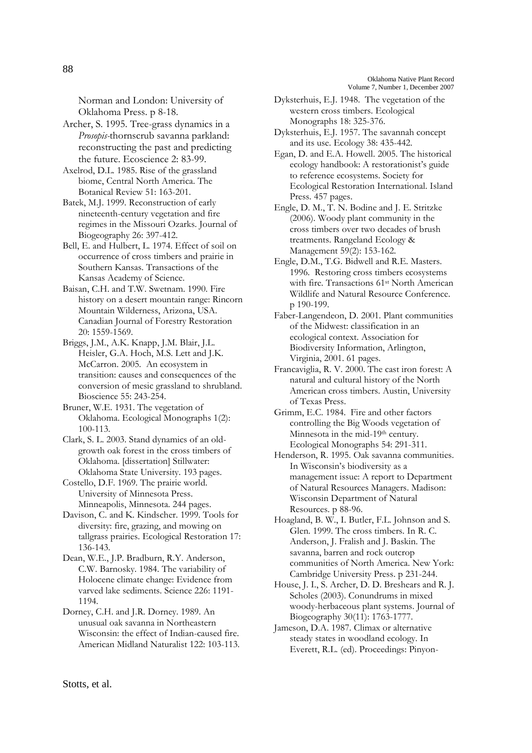Norman and London: University of Oklahoma Press. p 8-18.

Archer, S. 1995. Tree-grass dynamics in a *Prosopis*-thornscrub savanna parkland: reconstructing the past and predicting the future. Ecoscience 2: 83-99.

Axelrod, D.L. 1985. Rise of the grassland biome, Central North America. The Botanical Review 51: 163-201.

Batek, M.J. 1999. Reconstruction of early nineteenth-century vegetation and fire regimes in the Missouri Ozarks. Journal of Biogeography 26: 397-412.

Bell, E. and Hulbert, L. 1974. Effect of soil on occurrence of cross timbers and prairie in Southern Kansas. Transactions of the Kansas Academy of Science.

Baisan, C.H. and T.W. Swetnam. 1990. Fire history on a desert mountain range: Rincorn Mountain Wilderness, Arizona, USA. Canadian Journal of Forestry Restoration 20: 1559-1569.

Briggs, J.M., A.K. Knapp, J.M. Blair, J.L. Heisler, G.A. Hoch, M.S. Lett and J.K. McCarron. 2005. An ecosystem in transition: causes and consequences of the conversion of mesic grassland to shrubland. Bioscience 55: 243-254.

Bruner, W.E. 1931. The vegetation of Oklahoma. Ecological Monographs 1(2): 100-113.

Clark, S. L. 2003. Stand dynamics of an old-growth oak forest in the cross timbers of Oklahoma. [dissertation] Stillwater: Oklahoma State University. 193 pages.

Costello, D.F. 1969. The prairie world. University of Minnesota Press. Minneapolis, Minnesota. 244 pages.

Davison, C. and K. Kindscher. 1999. Tools for diversity: fire, grazing, and mowing on tallgrass prairies. Ecological Restoration 17: 136-143.

Dean, W.E., J.P. Bradburn, R.Y. Anderson, C.W. Barnosky. 1984. The variability of Holocene climate change: Evidence from varved lake sediments. Science 226: 1191-1194.

Dorney, C.H. and J.R. Dorney. 1989. An unusual oak savanna in Northeastern Wisconsin: the effect of Indian-caused fire. American Midland Naturalist 122: 103-113.

Dyksterhuis, E.J. 1948. The vegetation of the western cross timbers. Ecological Monographs 18: 325-376.

Dyksterhuis, E.J. 1957. The savannah concept and its use. Ecology 38: 435-442.

Egan, D. and E.A. Howell. 2005. The historical ecology handbook: A restorationist's guide to reference ecosystems. Society for Ecological Restoration International. Island Press. 457 pages.

Engle, D. M., T. N. Bodine and J. E. Stritzke (2006). Woody plant community in the cross timbers over two decades of brush treatments. Rangeland Ecology & Management 59(2): 153-162.

Engle, D.M., T.G. Bidwell and R.E. Masters. 1996. Restoring cross timbers ecosystems with fire. Transactions 61st North American Wildlife and Natural Resource Conference. p 190-199.

Faber-Langendeon, D. 2001. Plant communities of the Midwest: classification in an ecological context. Association for Biodiversity Information, Arlington, Virginia, 2001. 61 pages.

Francaviglia, R. V. 2000. The cast iron forest: A natural and cultural history of the North American cross timbers. Austin, University of Texas Press.

Grimm, E.C. 1984. Fire and other factors controlling the Big Woods vegetation of Minnesota in the mid-19th century. Ecological Monographs 54: 291-311.

Henderson, R. 1995. Oak savanna communities. In Wisconsin's biodiversity as a management issue: A report to Department of Natural Resources Managers. Madison: Wisconsin Department of Natural Resources. p 88-96.

Hoagland, B. W., I. Butler, F.L. Johnson and S. Glen. 1999. The cross timbers. In R. C. Anderson, J. Fralish and J. Baskin. The savanna, barren and rock outcrop communities of North America. New York: Cambridge University Press. p 231-244.

House, J. I., S. Archer, D. D. Breshears and R. J. Scholes (2003). Conundrums in mixed woody-herbaceous plant systems. Journal of Biogeography 30(11): 1763-1777.

Jameson, D.A. 1987. Climax or alternative steady states in woodland ecology. In Everett, R.L. (ed). Proceedings: Pinyon-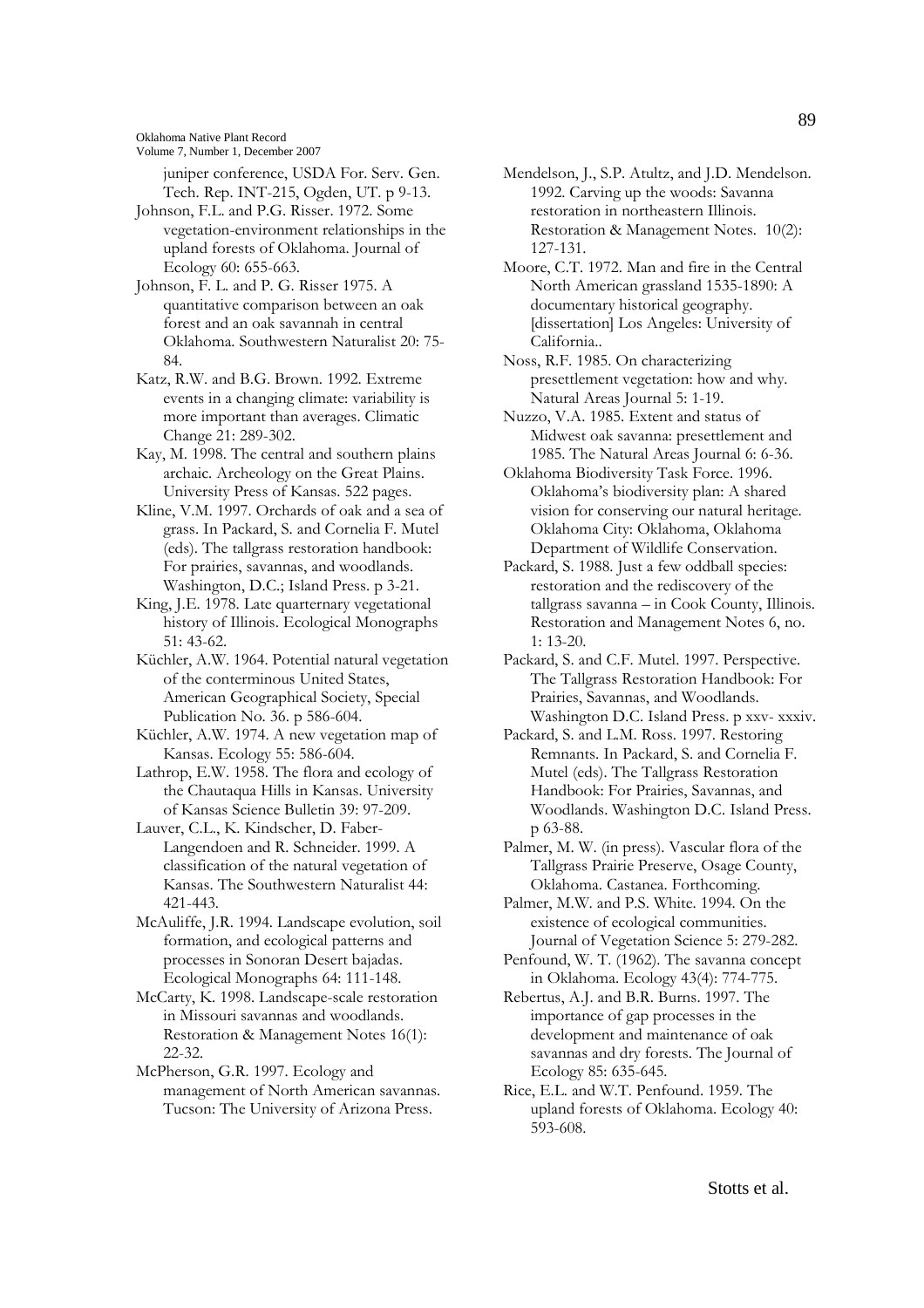juniper conference, USDA For. Serv. Gen. Tech. Rep. INT-215, Ogden, UT. p 9-13.

Johnson, F.L. and P.G. Risser. 1972. Some vegetation-environment relationships in the upland forests of Oklahoma. Journal of Ecology 60: 655-663.

Johnson, F. L. and P. G. Risser 1975. A quantitative comparison between an oak forest and an oak savannah in central Oklahoma. Southwestern Naturalist 20: 75-84.

Katz, R.W. and B.G. Brown. 1992. Extreme events in a changing climate: variability is more important than averages. Climatic Change 21: 289-302.

Kay, M. 1998. The central and southern plains archaic. Archeology on the Great Plains. University Press of Kansas. 522 pages.

Kline, V.M. 1997. Orchards of oak and a sea of grass. In Packard, S. and Cornelia F. Mutel (eds). The tallgrass restoration handbook: For prairies, savannas, and woodlands. Washington, D.C.; Island Press. p 3-21.

King, J.E. 1978. Late quarternary vegetational history of Illinois. Ecological Monographs 51: 43-62.

Küchler, A.W. 1964. Potential natural vegetation of the conterminous United States, American Geographical Society, Special Publication No. 36. p 586-604.

Küchler, A.W. 1974. A new vegetation map of Kansas. Ecology 55: 586-604.

Lathrop, E.W. 1958. The flora and ecology of the Chautaqua Hills in Kansas. University of Kansas Science Bulletin 39: 97-209.

Lauver, C.L., K. Kindscher, D. Faber-Langendoen and R. Schneider. 1999. A classification of the natural vegetation of Kansas. The Southwestern Naturalist 44: 421-443.

McAuliffe, J.R. 1994. Landscape evolution, soil formation, and ecological patterns and processes in Sonoran Desert bajadas. Ecological Monographs 64: 111-148.

McCarty, K. 1998. Landscape-scale restoration in Missouri savannas and woodlands. Restoration & Management Notes 16(1): 22-32.

McPherson, G.R. 1997. Ecology and management of North American savannas. Tucson: The University of Arizona Press.

Mendelson, J., S.P. Atultz, and J.D. Mendelson. 1992. Carving up the woods: Savanna restoration in northeastern Illinois. Restoration & Management Notes. 10(2): 127-131.

Moore, C.T. 1972. Man and fire in the Central North American grassland 1535-1890: A documentary historical geography. [dissertation] Los Angeles: University of California..

Noss, R.F. 1985. On characterizing presettlement vegetation: how and why. Natural Areas Journal 5: 1-19.

Nuzzo, V.A. 1985. Extent and status of Midwest oak savanna: presettlement and 1985. The Natural Areas Journal 6: 6-36.

Oklahoma Biodiversity Task Force. 1996. Oklahoma's biodiversity plan: A shared vision for conserving our natural heritage. Oklahoma City: Oklahoma, Oklahoma Department of Wildlife Conservation.

Packard, S. 1988. Just a few oddball species: restoration and the rediscovery of the tallgrass savanna – in Cook County, Illinois. Restoration and Management Notes 6, no. 1: 13-20.

Packard, S. and C.F. Mutel. 1997. Perspective. The Tallgrass Restoration Handbook: For Prairies, Savannas, and Woodlands. Washington D.C. Island Press. p xxv- xxxiv.

Packard, S. and L.M. Ross. 1997. Restoring Remnants. In Packard, S. and Cornelia F. Mutel (eds). The Tallgrass Restoration Handbook: For Prairies, Savannas, and Woodlands. Washington D.C. Island Press. p 63-88.

Palmer, M. W. (in press). Vascular flora of the Tallgrass Prairie Preserve, Osage County, Oklahoma. Castanea. Forthcoming.

Palmer, M.W. and P.S. White. 1994. On the existence of ecological communities. Journal of Vegetation Science 5: 279-282.

Penfound, W. T. (1962). The savanna concept in Oklahoma. Ecology 43(4): 774-775.

Rebertus, A.J. and B.R. Burns. 1997. The importance of gap processes in the development and maintenance of oak savannas and dry forests. The Journal of Ecology 85: 635-645.

Rice, E.L. and W.T. Penfound. 1959. The upland forests of Oklahoma. Ecology 40: 593-608.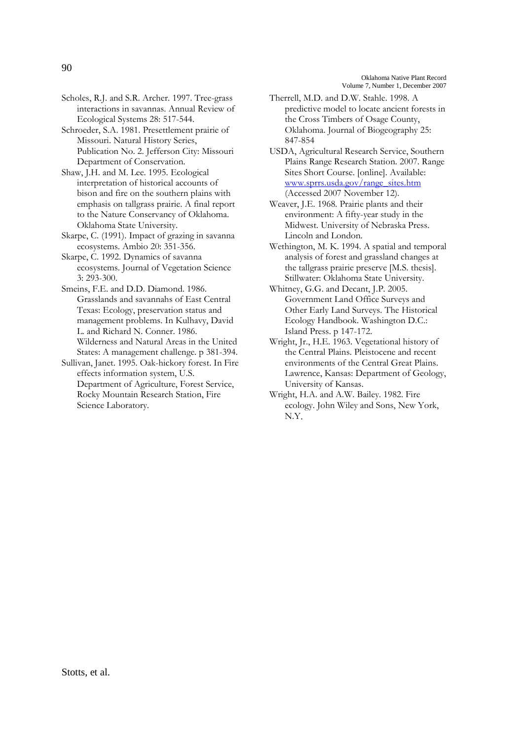Scholes, R.J. and S.R. Archer. 1997. Tree-grass interactions in savannas. Annual Review of Ecological Systems 28: 517-544.

Schroeder, S.A. 1981. Presettlement prairie of Missouri. Natural History Series, Publication No. 2. Jefferson City: Missouri Department of Conservation.

Shaw, J.H. and M. Lee. 1995. Ecological interpretation of historical accounts of bison and fire on the southern plains with emphasis on tallgrass prairie. A final report to the Nature Conservancy of Oklahoma. Oklahoma State University.

Skarpe, C. (1991). Impact of grazing in savanna ecosystems. Ambio 20: 351-356.

Skarpe, C. 1992. Dynamics of savanna ecosystems. Journal of Vegetation Science 3: 293-300.

Smeins, F.E. and D.D. Diamond. 1986. Grasslands and savannahs of East Central Texas: Ecology, preservation status and management problems. In Kulhavy, David L. and Richard N. Conner. 1986. Wilderness and Natural Areas in the United States: A management challenge. p 381-394.

Sullivan, Janet. 1995. Oak-hickory forest. In Fire effects information system, U.S. Department of Agriculture, Forest Service, Rocky Mountain Research Station, Fire Science Laboratory.

Therrell, M.D. and D.W. Stahle. 1998. A predictive model to locate ancient forests in the Cross Timbers of Osage County, Oklahoma. Journal of Biogeography 25: 847-854

USDA, Agricultural Research Service, Southern Plains Range Research Station. 2007. Range Sites Short Course. [online]. Available: www.sprrs.usda.gov/range_sites.htm (Accessed 2007 November 12).

Weaver, J.E. 1968. Prairie plants and their environment: A fifty-year study in the Midwest. University of Nebraska Press. Lincoln and London.

Wethington, M. K. 1994. A spatial and temporal analysis of forest and grassland changes at the tallgrass prairie preserve [M.S. thesis]. Stillwater: Oklahoma State University.

Whitney, G.G. and Decant, J.P. 2005. Government Land Office Surveys and Other Early Land Surveys. The Historical Ecology Handbook. Washington D.C.: Island Press. p 147-172.

Wright, Jr., H.E. 1963. Vegetational history of the Central Plains. Pleistocene and recent environments of the Central Great Plains. Lawrence, Kansas: Department of Geology, University of Kansas.

Wright, H.A. and A.W. Bailey. 1982. Fire ecology. John Wiley and Sons, New York, N.Y.